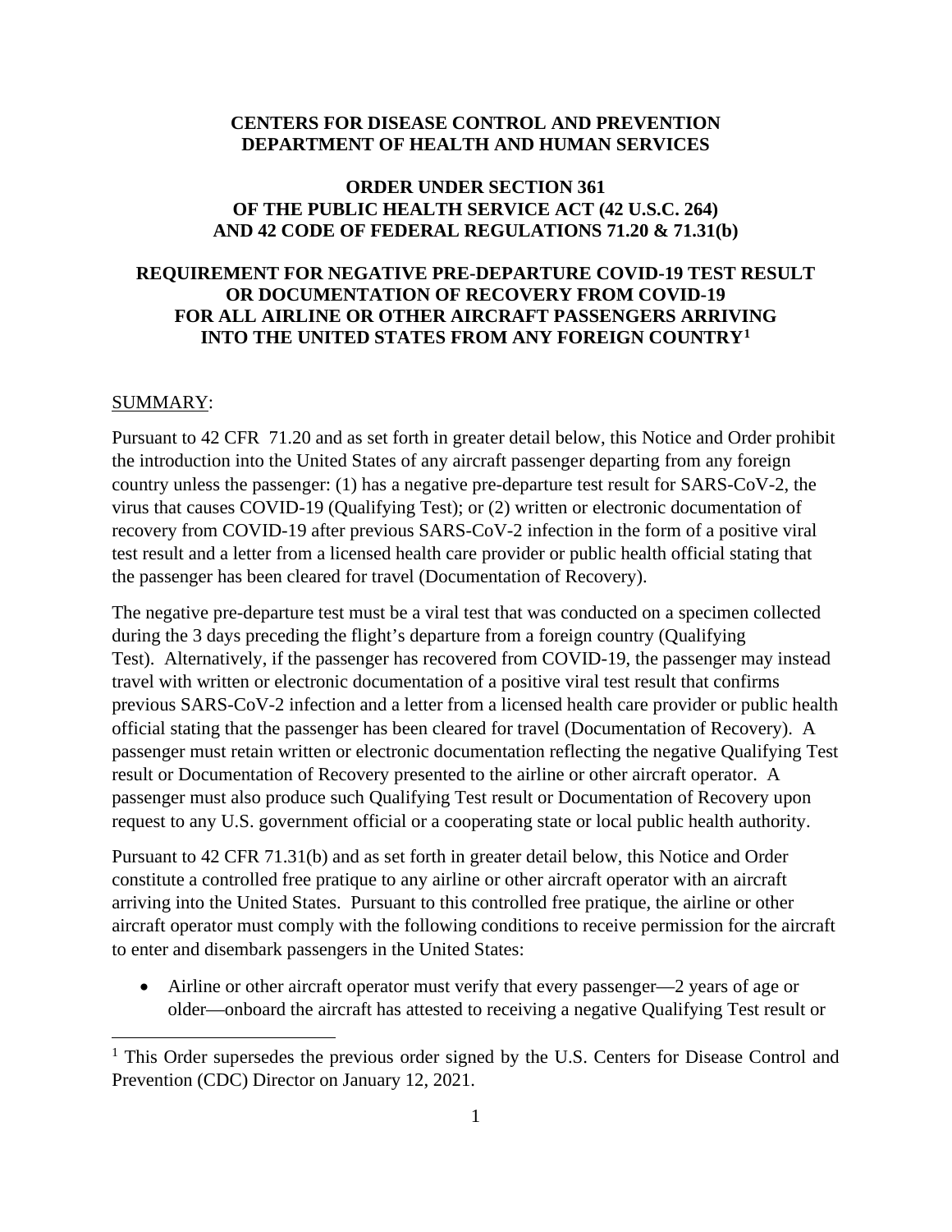**CENTERS FOR DISEASE CONTROL AND PREVENTION**
**DEPARTMENT OF HEALTH AND HUMAN SERVICES**

**ORDER UNDER SECTION 361**
**OF THE PUBLIC HEALTH SERVICE ACT (42 U.S.C. 264)**
**AND 42 CODE OF FEDERAL REGULATIONS 71.20 & 71.31(b)**

**REQUIREMENT FOR NEGATIVE PRE-DEPARTURE COVID-19 TEST RESULT OR DOCUMENTATION OF RECOVERY FROM COVID-19 FOR ALL AIRLINE OR OTHER AIRCRAFT PASSENGERS ARRIVING INTO THE UNITED STATES FROM ANY FOREIGN COUNTRY[1]**

SUMMARY:

Pursuant to 42 CFR 71.20 and as set forth in greater detail below, this Notice and Order prohibit the introduction into the United States of any aircraft passenger departing from any foreign country unless the passenger: (1) has a negative pre-departure test result for SARS-CoV-2, the virus that causes COVID-19 (Qualifying Test); or (2) written or electronic documentation of recovery from COVID-19 after previous SARS-CoV-2 infection in the form of a positive viral test result and a letter from a licensed health care provider or public health official stating that the passenger has been cleared for travel (Documentation of Recovery).

The negative pre-departure test must be a viral test that was conducted on a specimen collected during the 3 days preceding the flight's departure from a foreign country (Qualifying Test). Alternatively, if the passenger has recovered from COVID-19, the passenger may instead travel with written or electronic documentation of a positive viral test result that confirms previous SARS-CoV-2 infection and a letter from a licensed health care provider or public health official stating that the passenger has been cleared for travel (Documentation of Recovery). A passenger must retain written or electronic documentation reflecting the negative Qualifying Test result or Documentation of Recovery presented to the airline or other aircraft operator. A passenger must also produce such Qualifying Test result or Documentation of Recovery upon request to any U.S. government official or a cooperating state or local public health authority.

Pursuant to 42 CFR 71.31(b) and as set forth in greater detail below, this Notice and Order constitute a controlled free pratique to any airline or other aircraft operator with an aircraft arriving into the United States. Pursuant to this controlled free pratique, the airline or other aircraft operator must comply with the following conditions to receive permission for the aircraft to enter and disembark passengers in the United States:

- Airline or other aircraft operator must verify that every passenger—2 years of age or older—onboard the aircraft has attested to receiving a negative Qualifying Test result or

[1] This Order supersedes the previous order signed by the U.S. Centers for Disease Control and Prevention (CDC) Director on January 12, 2021.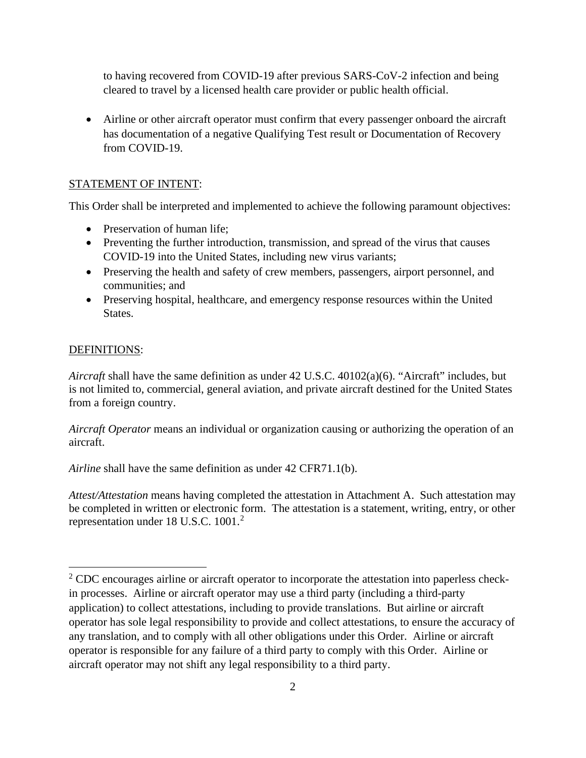to having recovered from COVID-19 after previous SARS-CoV-2 infection and being cleared to travel by a licensed health care provider or public health official.

- Airline or other aircraft operator must confirm that every passenger onboard the aircraft has documentation of a negative Qualifying Test result or Documentation of Recovery from COVID-19.

STATEMENT OF INTENT:

This Order shall be interpreted and implemented to achieve the following paramount objectives:

- Preservation of human life;
- Preventing the further introduction, transmission, and spread of the virus that causes COVID-19 into the United States, including new virus variants;
- Preserving the health and safety of crew members, passengers, airport personnel, and communities; and
- Preserving hospital, healthcare, and emergency response resources within the United States.

DEFINITIONS:

*Aircraft* shall have the same definition as under 42 U.S.C. 40102(a)(6). "Aircraft" includes, but is not limited to, commercial, general aviation, and private aircraft destined for the United States from a foreign country.

*Aircraft Operator* means an individual or organization causing or authorizing the operation of an aircraft.

*Airline* shall have the same definition as under 42 CFR71.1(b).

*Attest/Attestation* means having completed the attestation in Attachment A. Such attestation may be completed in written or electronic form. The attestation is a statement, writing, entry, or other representation under 18 U.S.C. 1001.[2]

---

[2] CDC encourages airline or aircraft operator to incorporate the attestation into paperless check-in processes. Airline or aircraft operator may use a third party (including a third-party application) to collect attestations, including to provide translations. But airline or aircraft operator has sole legal responsibility to provide and collect attestations, to ensure the accuracy of any translation, and to comply with all other obligations under this Order. Airline or aircraft operator is responsible for any failure of a third party to comply with this Order. Airline or aircraft operator may not shift any legal responsibility to a third party.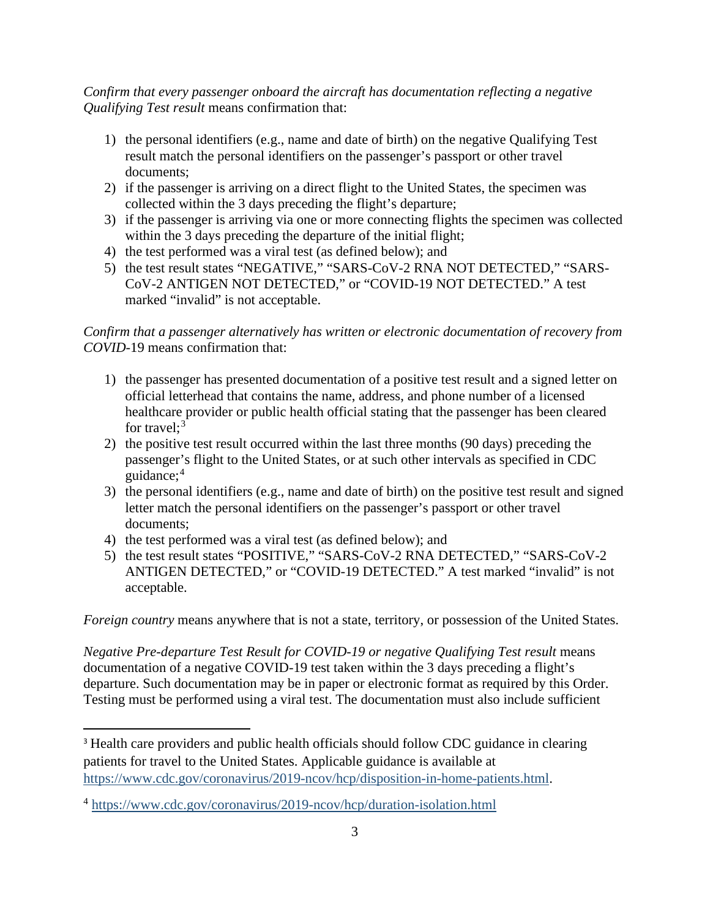*Confirm that every passenger onboard the aircraft has documentation reflecting a negative Qualifying Test result* means confirmation that:

1) the personal identifiers (e.g., name and date of birth) on the negative Qualifying Test result match the personal identifiers on the passenger's passport or other travel documents;
2) if the passenger is arriving on a direct flight to the United States, the specimen was collected within the 3 days preceding the flight's departure;
3) if the passenger is arriving via one or more connecting flights the specimen was collected within the 3 days preceding the departure of the initial flight;
4) the test performed was a viral test (as defined below); and
5) the test result states "NEGATIVE," "SARS-CoV-2 RNA NOT DETECTED," "SARS-CoV-2 ANTIGEN NOT DETECTED," or "COVID-19 NOT DETECTED." A test marked "invalid" is not acceptable.

*Confirm that a passenger alternatively has written or electronic documentation of recovery from COVID*-19 means confirmation that:

1) the passenger has presented documentation of a positive test result and a signed letter on official letterhead that contains the name, address, and phone number of a licensed healthcare provider or public health official stating that the passenger has been cleared for travel;[3]
2) the positive test result occurred within the last three months (90 days) preceding the passenger's flight to the United States, or at such other intervals as specified in CDC guidance;[4]
3) the personal identifiers (e.g., name and date of birth) on the positive test result and signed letter match the personal identifiers on the passenger's passport or other travel documents;
4) the test performed was a viral test (as defined below); and
5) the test result states "POSITIVE," "SARS-CoV-2 RNA DETECTED," "SARS-CoV-2 ANTIGEN DETECTED," or "COVID-19 DETECTED." A test marked "invalid" is not acceptable.

*Foreign country* means anywhere that is not a state, territory, or possession of the United States.

*Negative Pre-departure Test Result for COVID-19 or negative Qualifying Test result* means documentation of a negative COVID-19 test taken within the 3 days preceding a flight's departure. Such documentation may be in paper or electronic format as required by this Order. Testing must be performed using a viral test. The documentation must also include sufficient

---

[3] Health care providers and public health officials should follow CDC guidance in clearing patients for travel to the United States. Applicable guidance is available at https://www.cdc.gov/coronavirus/2019-ncov/hcp/disposition-in-home-patients.html.

[4] https://www.cdc.gov/coronavirus/2019-ncov/hcp/duration-isolation.html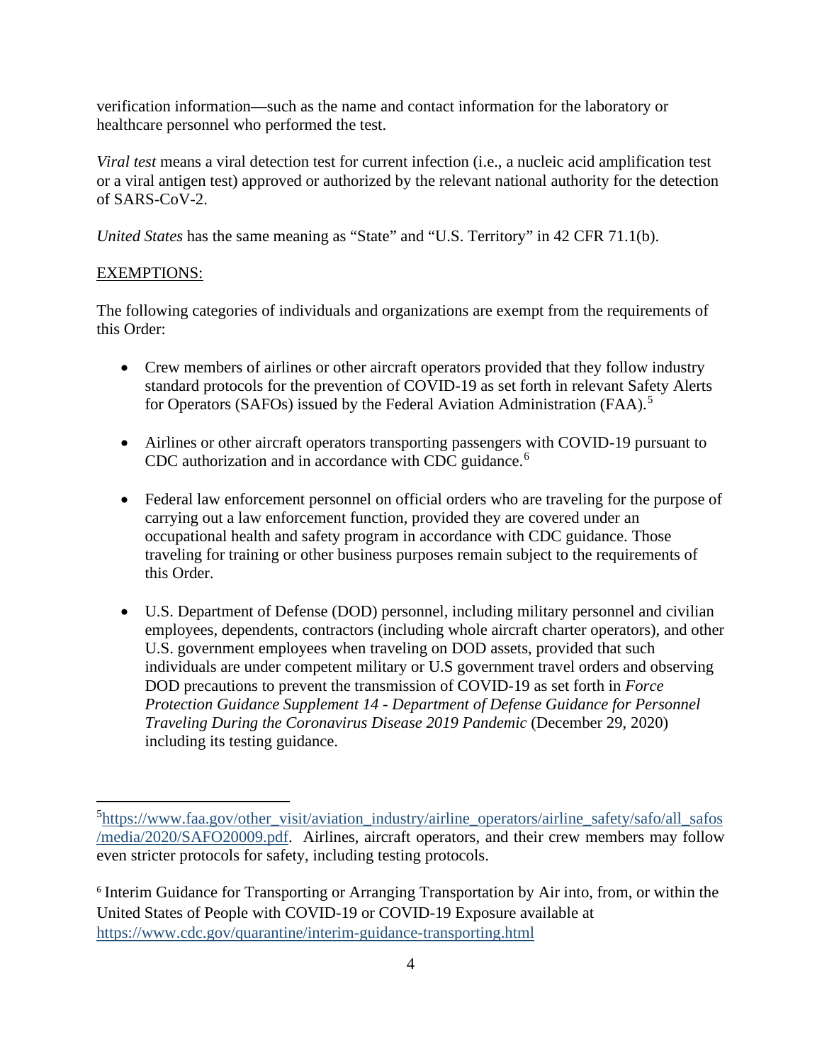verification information—such as the name and contact information for the laboratory or healthcare personnel who performed the test.

*Viral test* means a viral detection test for current infection (i.e., a nucleic acid amplification test or a viral antigen test) approved or authorized by the relevant national authority for the detection of SARS-CoV-2.

*United States* has the same meaning as "State" and "U.S. Territory" in 42 CFR 71.1(b).

EXEMPTIONS:

The following categories of individuals and organizations are exempt from the requirements of this Order:

- Crew members of airlines or other aircraft operators provided that they follow industry standard protocols for the prevention of COVID-19 as set forth in relevant Safety Alerts for Operators (SAFOs) issued by the Federal Aviation Administration (FAA).[5]

- Airlines or other aircraft operators transporting passengers with COVID-19 pursuant to CDC authorization and in accordance with CDC guidance.[6]

- Federal law enforcement personnel on official orders who are traveling for the purpose of carrying out a law enforcement function, provided they are covered under an occupational health and safety program in accordance with CDC guidance. Those traveling for training or other business purposes remain subject to the requirements of this Order.

- U.S. Department of Defense (DOD) personnel, including military personnel and civilian employees, dependents, contractors (including whole aircraft charter operators), and other U.S. government employees when traveling on DOD assets, provided that such individuals are under competent military or U.S government travel orders and observing DOD precautions to prevent the transmission of COVID-19 as set forth in *Force Protection Guidance Supplement 14 - Department of Defense Guidance for Personnel Traveling During the Coronavirus Disease 2019 Pandemic* (December 29, 2020) including its testing guidance.

---

[5] https://www.faa.gov/other_visit/aviation_industry/airline_operators/airline_safety/safo/all_safos/media/2020/SAFO20009.pdf. Airlines, aircraft operators, and their crew members may follow even stricter protocols for safety, including testing protocols.

[6] Interim Guidance for Transporting or Arranging Transportation by Air into, from, or within the United States of People with COVID-19 or COVID-19 Exposure available at https://www.cdc.gov/quarantine/interim-guidance-transporting.html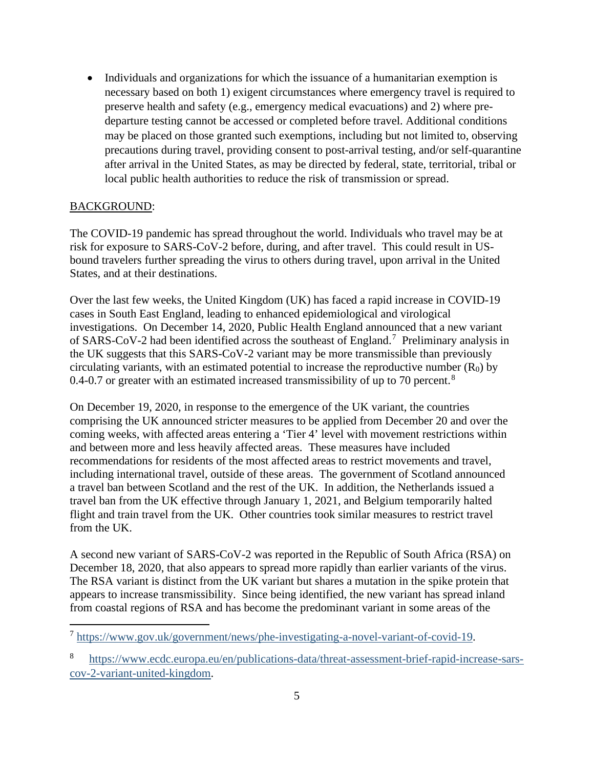- Individuals and organizations for which the issuance of a humanitarian exemption is necessary based on both 1) exigent circumstances where emergency travel is required to preserve health and safety (e.g., emergency medical evacuations) and 2) where pre-departure testing cannot be accessed or completed before travel. Additional conditions may be placed on those granted such exemptions, including but not limited to, observing precautions during travel, providing consent to post-arrival testing, and/or self-quarantine after arrival in the United States, as may be directed by federal, state, territorial, tribal or local public health authorities to reduce the risk of transmission or spread.

BACKGROUND:

The COVID-19 pandemic has spread throughout the world. Individuals who travel may be at risk for exposure to SARS-CoV-2 before, during, and after travel. This could result in US-bound travelers further spreading the virus to others during travel, upon arrival in the United States, and at their destinations.

Over the last few weeks, the United Kingdom (UK) has faced a rapid increase in COVID-19 cases in South East England, leading to enhanced epidemiological and virological investigations. On December 14, 2020, Public Health England announced that a new variant of SARS-CoV-2 had been identified across the southeast of England.[7] Preliminary analysis in the UK suggests that this SARS-CoV-2 variant may be more transmissible than previously circulating variants, with an estimated potential to increase the reproductive number ($R_0$) by 0.4-0.7 or greater with an estimated increased transmissibility of up to 70 percent.[8]

On December 19, 2020, in response to the emergence of the UK variant, the countries comprising the UK announced stricter measures to be applied from December 20 and over the coming weeks, with affected areas entering a 'Tier 4' level with movement restrictions within and between more and less heavily affected areas. These measures have included recommendations for residents of the most affected areas to restrict movements and travel, including international travel, outside of these areas. The government of Scotland announced a travel ban between Scotland and the rest of the UK. In addition, the Netherlands issued a travel ban from the UK effective through January 1, 2021, and Belgium temporarily halted flight and train travel from the UK. Other countries took similar measures to restrict travel from the UK.

A second new variant of SARS-CoV-2 was reported in the Republic of South Africa (RSA) on December 18, 2020, that also appears to spread more rapidly than earlier variants of the virus. The RSA variant is distinct from the UK variant but shares a mutation in the spike protein that appears to increase transmissibility. Since being identified, the new variant has spread inland from coastal regions of RSA and has become the predominant variant in some areas of the

---

[7] https://www.gov.uk/government/news/phe-investigating-a-novel-variant-of-covid-19.

[8] https://www.ecdc.europa.eu/en/publications-data/threat-assessment-brief-rapid-increase-sars-cov-2-variant-united-kingdom.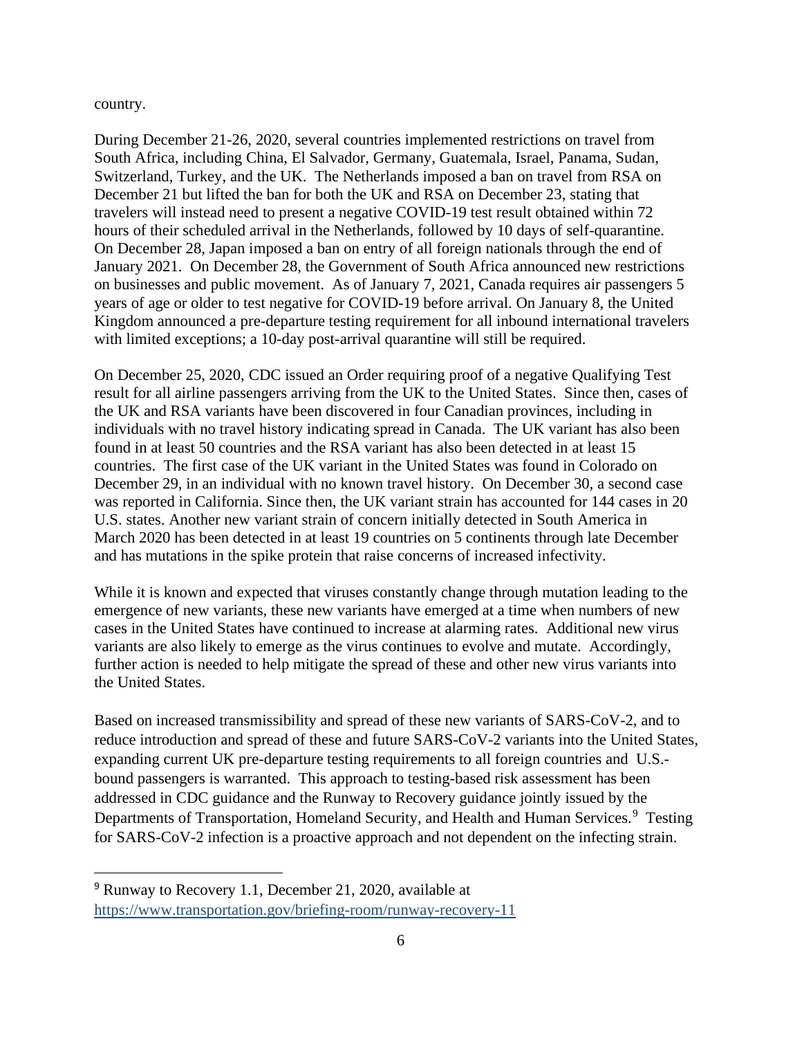country.

During December 21-26, 2020, several countries implemented restrictions on travel from South Africa, including China, El Salvador, Germany, Guatemala, Israel, Panama, Sudan, Switzerland, Turkey, and the UK. The Netherlands imposed a ban on travel from RSA on December 21 but lifted the ban for both the UK and RSA on December 23, stating that travelers will instead need to present a negative COVID-19 test result obtained within 72 hours of their scheduled arrival in the Netherlands, followed by 10 days of self-quarantine. On December 28, Japan imposed a ban on entry of all foreign nationals through the end of January 2021. On December 28, the Government of South Africa announced new restrictions on businesses and public movement. As of January 7, 2021, Canada requires air passengers 5 years of age or older to test negative for COVID-19 before arrival. On January 8, the United Kingdom announced a pre-departure testing requirement for all inbound international travelers with limited exceptions; a 10-day post-arrival quarantine will still be required.

On December 25, 2020, CDC issued an Order requiring proof of a negative Qualifying Test result for all airline passengers arriving from the UK to the United States. Since then, cases of the UK and RSA variants have been discovered in four Canadian provinces, including in individuals with no travel history indicating spread in Canada. The UK variant has also been found in at least 50 countries and the RSA variant has also been detected in at least 15 countries. The first case of the UK variant in the United States was found in Colorado on December 29, in an individual with no known travel history. On December 30, a second case was reported in California. Since then, the UK variant strain has accounted for 144 cases in 20 U.S. states. Another new variant strain of concern initially detected in South America in March 2020 has been detected in at least 19 countries on 5 continents through late December and has mutations in the spike protein that raise concerns of increased infectivity.

While it is known and expected that viruses constantly change through mutation leading to the emergence of new variants, these new variants have emerged at a time when numbers of new cases in the United States have continued to increase at alarming rates. Additional new virus variants are also likely to emerge as the virus continues to evolve and mutate. Accordingly, further action is needed to help mitigate the spread of these and other new virus variants into the United States.

Based on increased transmissibility and spread of these new variants of SARS-CoV-2, and to reduce introduction and spread of these and future SARS-CoV-2 variants into the United States, expanding current UK pre-departure testing requirements to all foreign countries and U.S.-bound passengers is warranted. This approach to testing-based risk assessment has been addressed in CDC guidance and the Runway to Recovery guidance jointly issued by the Departments of Transportation, Homeland Security, and Health and Human Services.[9] Testing for SARS-CoV-2 infection is a proactive approach and not dependent on the infecting strain.

---

[9] Runway to Recovery 1.1, December 21, 2020, available at https://www.transportation.gov/briefing-room/runway-recovery-11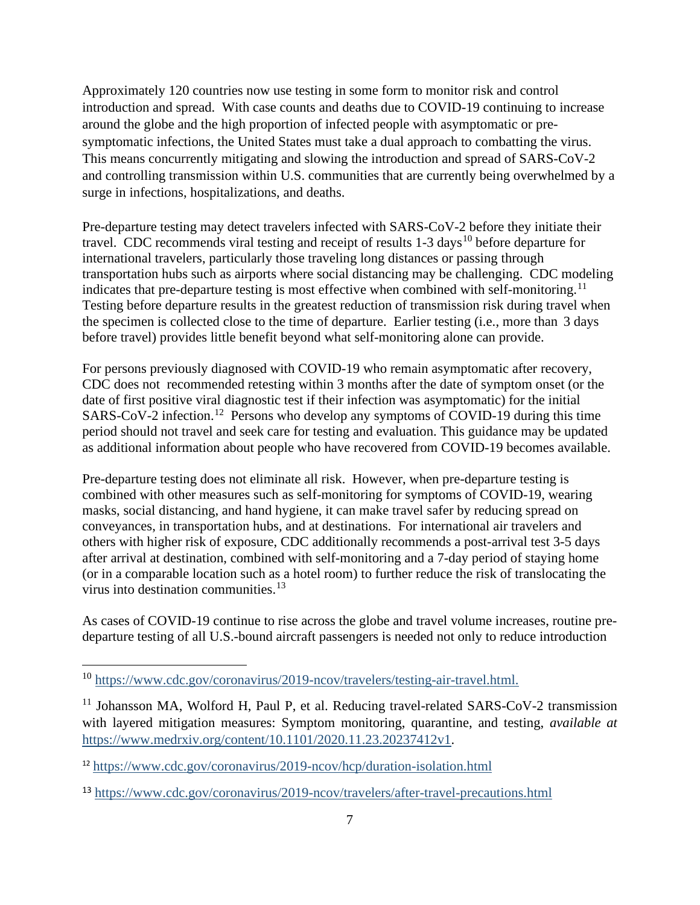Approximately 120 countries now use testing in some form to monitor risk and control introduction and spread. With case counts and deaths due to COVID-19 continuing to increase around the globe and the high proportion of infected people with asymptomatic or pre-symptomatic infections, the United States must take a dual approach to combatting the virus. This means concurrently mitigating and slowing the introduction and spread of SARS-CoV-2 and controlling transmission within U.S. communities that are currently being overwhelmed by a surge in infections, hospitalizations, and deaths.

Pre-departure testing may detect travelers infected with SARS-CoV-2 before they initiate their travel. CDC recommends viral testing and receipt of results 1-3 days[10] before departure for international travelers, particularly those traveling long distances or passing through transportation hubs such as airports where social distancing may be challenging. CDC modeling indicates that pre-departure testing is most effective when combined with self-monitoring.[11] Testing before departure results in the greatest reduction of transmission risk during travel when the specimen is collected close to the time of departure. Earlier testing (i.e., more than 3 days before travel) provides little benefit beyond what self-monitoring alone can provide.

For persons previously diagnosed with COVID-19 who remain asymptomatic after recovery, CDC does not recommended retesting within 3 months after the date of symptom onset (or the date of first positive viral diagnostic test if their infection was asymptomatic) for the initial SARS-CoV-2 infection.[12] Persons who develop any symptoms of COVID-19 during this time period should not travel and seek care for testing and evaluation. This guidance may be updated as additional information about people who have recovered from COVID-19 becomes available.

Pre-departure testing does not eliminate all risk. However, when pre-departure testing is combined with other measures such as self-monitoring for symptoms of COVID-19, wearing masks, social distancing, and hand hygiene, it can make travel safer by reducing spread on conveyances, in transportation hubs, and at destinations. For international air travelers and others with higher risk of exposure, CDC additionally recommends a post-arrival test 3-5 days after arrival at destination, combined with self-monitoring and a 7-day period of staying home (or in a comparable location such as a hotel room) to further reduce the risk of translocating the virus into destination communities.[13]

As cases of COVID-19 continue to rise across the globe and travel volume increases, routine pre-departure testing of all U.S.-bound aircraft passengers is needed not only to reduce introduction

---

[10] https://www.cdc.gov/coronavirus/2019-ncov/travelers/testing-air-travel.html.

[11] Johansson MA, Wolford H, Paul P, et al. Reducing travel-related SARS-CoV-2 transmission with layered mitigation measures: Symptom monitoring, quarantine, and testing, *available at* https://www.medrxiv.org/content/10.1101/2020.11.23.20237412v1.

[12] https://www.cdc.gov/coronavirus/2019-ncov/hcp/duration-isolation.html

[13] https://www.cdc.gov/coronavirus/2019-ncov/travelers/after-travel-precautions.html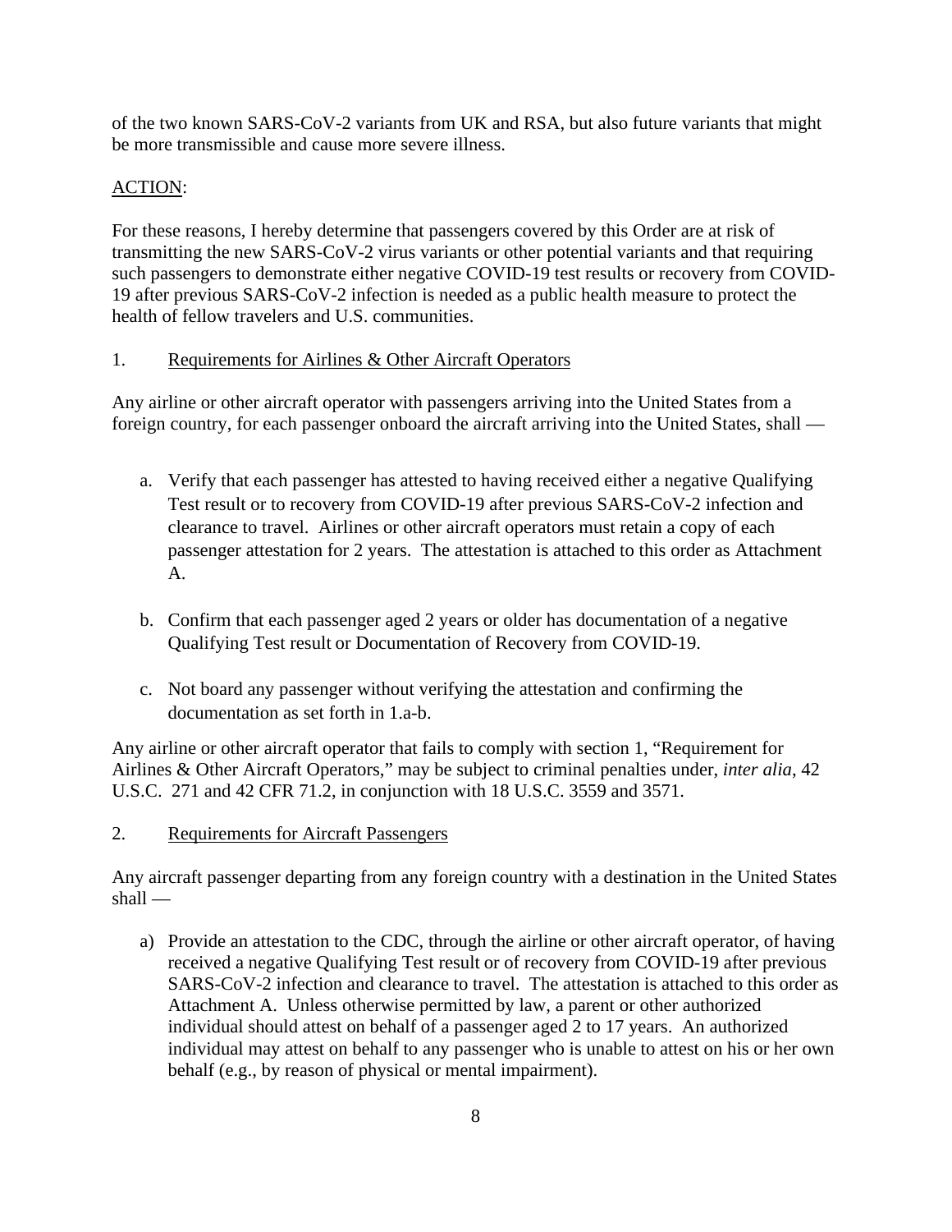of the two known SARS-CoV-2 variants from UK and RSA, but also future variants that might be more transmissible and cause more severe illness.

<u>ACTION</u>:

For these reasons, I hereby determine that passengers covered by this Order are at risk of transmitting the new SARS-CoV-2 virus variants or other potential variants and that requiring such passengers to demonstrate either negative COVID-19 test results or recovery from COVID-19 after previous SARS-CoV-2 infection is needed as a public health measure to protect the health of fellow travelers and U.S. communities.

1. <u>Requirements for Airlines & Other Aircraft Operators</u>

Any airline or other aircraft operator with passengers arriving into the United States from a foreign country, for each passenger onboard the aircraft arriving into the United States, shall —

a. Verify that each passenger has attested to having received either a negative Qualifying Test result or to recovery from COVID-19 after previous SARS-CoV-2 infection and clearance to travel. Airlines or other aircraft operators must retain a copy of each passenger attestation for 2 years. The attestation is attached to this order as Attachment A.

b. Confirm that each passenger aged 2 years or older has documentation of a negative Qualifying Test result or Documentation of Recovery from COVID-19.

c. Not board any passenger without verifying the attestation and confirming the documentation as set forth in 1.a-b.

Any airline or other aircraft operator that fails to comply with section 1, "Requirement for Airlines & Other Aircraft Operators," may be subject to criminal penalties under, *inter alia*, 42 U.S.C. 271 and 42 CFR 71.2, in conjunction with 18 U.S.C. 3559 and 3571.

2. <u>Requirements for Aircraft Passengers</u>

Any aircraft passenger departing from any foreign country with a destination in the United States shall —

a) Provide an attestation to the CDC, through the airline or other aircraft operator, of having received a negative Qualifying Test result or of recovery from COVID-19 after previous SARS-CoV-2 infection and clearance to travel. The attestation is attached to this order as Attachment A. Unless otherwise permitted by law, a parent or other authorized individual should attest on behalf of a passenger aged 2 to 17 years. An authorized individual may attest on behalf to any passenger who is unable to attest on his or her own behalf (e.g., by reason of physical or mental impairment).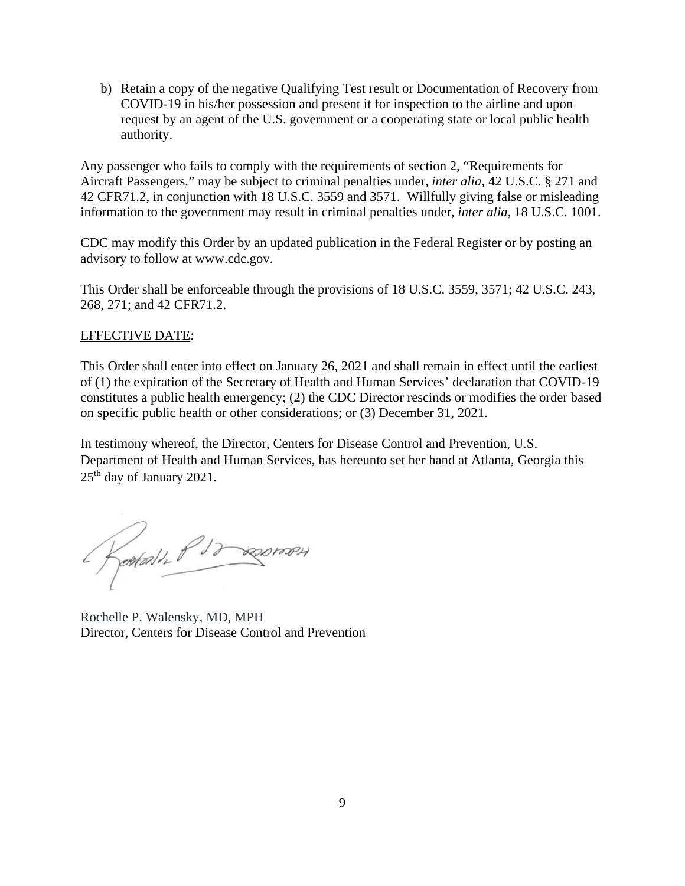b) Retain a copy of the negative Qualifying Test result or Documentation of Recovery from COVID-19 in his/her possession and present it for inspection to the airline and upon request by an agent of the U.S. government or a cooperating state or local public health authority.

Any passenger who fails to comply with the requirements of section 2, "Requirements for Aircraft Passengers," may be subject to criminal penalties under, *inter alia*, 42 U.S.C. § 271 and 42 CFR71.2, in conjunction with 18 U.S.C. 3559 and 3571. Willfully giving false or misleading information to the government may result in criminal penalties under, *inter alia*, 18 U.S.C. 1001.

CDC may modify this Order by an updated publication in the Federal Register or by posting an advisory to follow at www.cdc.gov.

This Order shall be enforceable through the provisions of 18 U.S.C. 3559, 3571; 42 U.S.C. 243, 268, 271; and 42 CFR71.2.

EFFECTIVE DATE:

This Order shall enter into effect on January 26, 2021 and shall remain in effect until the earliest of (1) the expiration of the Secretary of Health and Human Services' declaration that COVID-19 constitutes a public health emergency; (2) the CDC Director rescinds or modifies the order based on specific public health or other considerations; or (3) December 31, 2021.

In testimony whereof, the Director, Centers for Disease Control and Prevention, U.S. Department of Health and Human Services, has hereunto set her hand at Atlanta, Georgia this 25th day of January 2021.

Rochelle P. Walensky, MD, MPH
Director, Centers for Disease Control and Prevention